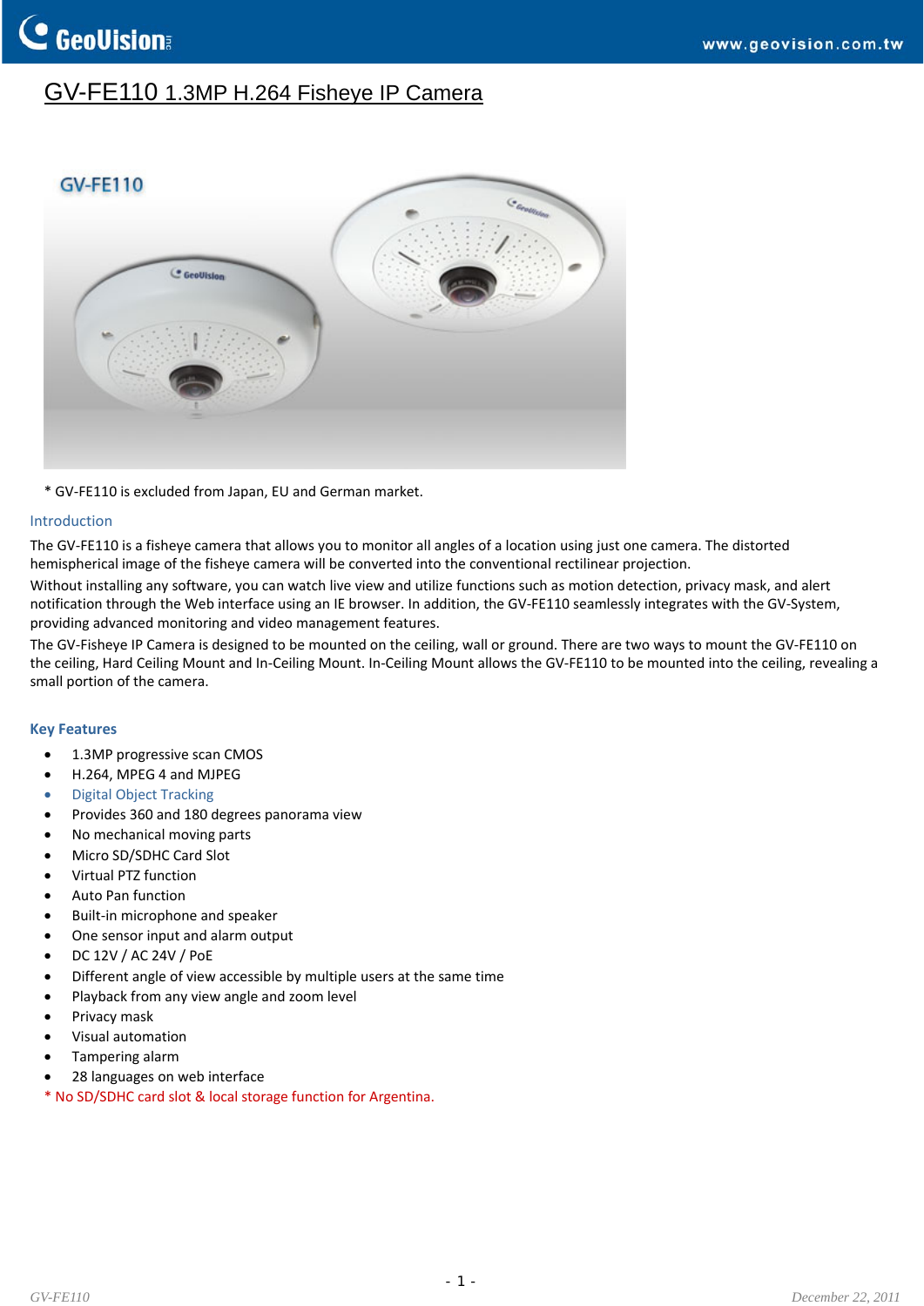# GV-FE110 1.3MP H.264 Fisheye IP Camera

\* GV-FE110 is excluded from Japan, EU and German market.

## Introduction

The GV-FE110 is a fisheye camera that allows you to monitor all angles of a location using just one camera. The distorted hemispherical image of the fisheye camera will be converted into the conventional rectilinear projection.

Without installing any software, you can watch live view and utilize functions such as motion detection, privacy mask, and alert notification through the Web interface using an IE browser. In addition, the GV-FE110 seamlessly integrates with the GV-System, providing advanced monitoring and video management features.

The GV-Fisheye IP Camera is designed to be mounted on the ceiling, wall or ground. There are two ways to mount the GV-FE110 on the ceiling, Hard Ceiling Mount and In-Ceiling Mount. In-Ceiling Mount allows the GV-FE110 to be mounted into the ceiling, revealing a small portion of the camera.

## Key Features

- 1.3MP progressive scan CMOS
- H.264, MPEG 4 and MJPEG
- Digital Object Tracking
- Provides 360 and 180 degrees panorama view
- No mechanical moving parts
- Micro SD/SDHC Card Slot
- Virtual PTZ function
- Auto Pan function
- Built-in microphone and speaker
- One sensor input and alarm output
- DC 12V / AC 24V / PoE
- Different angle of view accessible by multiple users at the same time
- Playback from any view angle and zoom level
- Privacy mask
- Visual automation
- Tampering alarm
- 28 languages on web interface

\* No SD/SDHC card slot & local storage function for Argentina.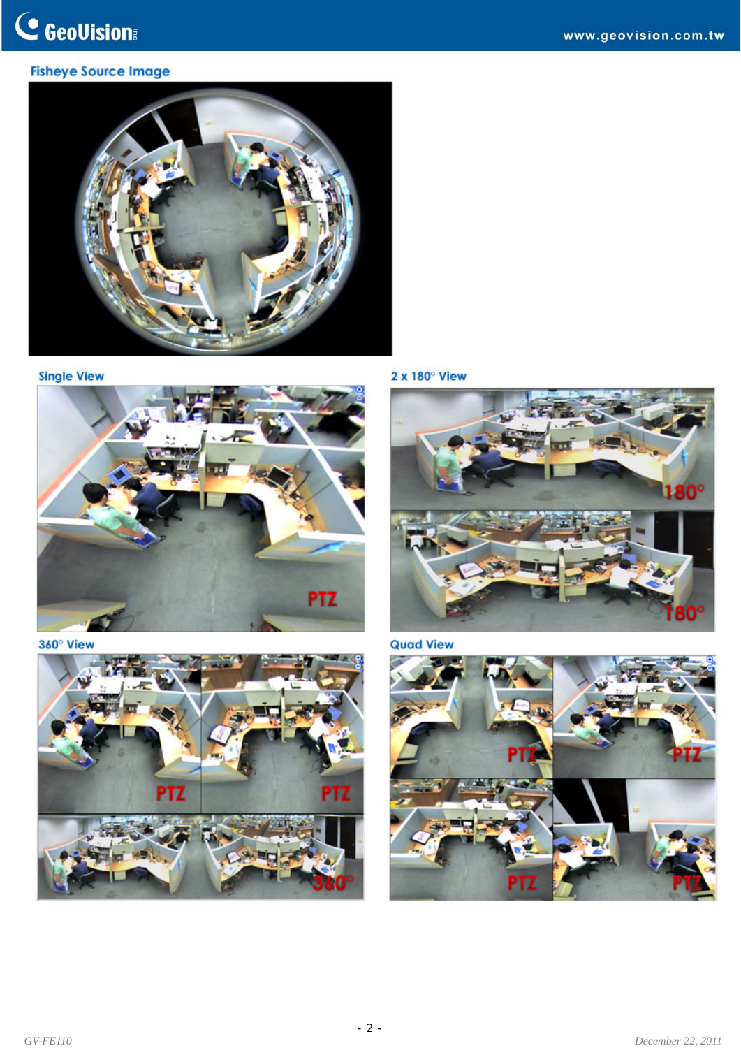### Fisheye Source Image

### Single View

### 2 x 180° View

### 360° View

### Quad View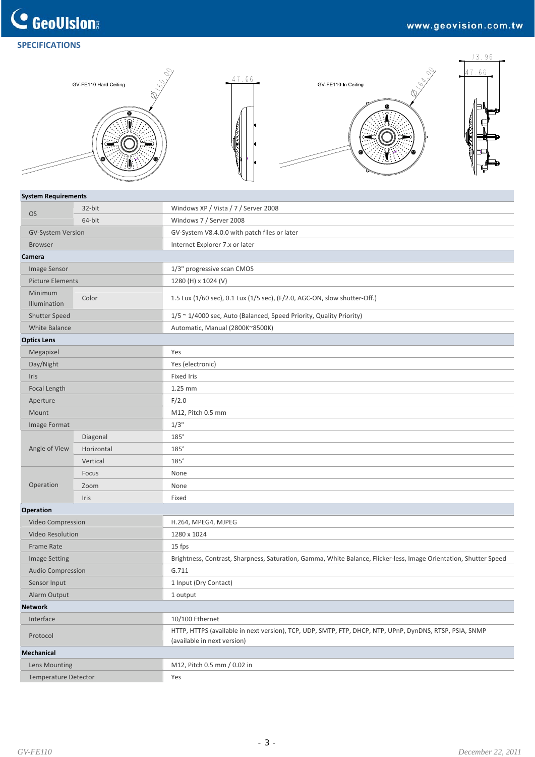## SPECIFICATIONS

GV-FE110 Hard Ceiling

GV-FE110 In Ceiling

| | | |
|---|---|---|
| **System Requirements** | | |
| OS | 32-bit | Windows XP / Vista / 7 / Server 2008 |
| | 64-bit | Windows 7 / Server 2008 |
| GV-System Version | | GV-System V8.4.0.0 with patch files or later |
| Browser | | Internet Explorer 7.x or later |
| **Camera** | | |
| Image Sensor | | 1/3" progressive scan CMOS |
| Picture Elements | | 1280 (H) x 1024 (V) |
| Minimum Illumination | Color | 1.5 Lux (1/60 sec), 0.1 Lux (1/5 sec), (F/2.0, AGC-ON, slow shutter-Off.) |
| Shutter Speed | | 1/5 ~ 1/4000 sec, Auto (Balanced, Speed Priority, Quality Priority) |
| White Balance | | Automatic, Manual (2800K~8500K) |
| **Optics Lens** | | |
| Megapixel | | Yes |
| Day/Night | | Yes (electronic) |
| Iris | | Fixed Iris |
| Focal Length | | 1.25 mm |
| Aperture | | F/2.0 |
| Mount | | M12, Pitch 0.5 mm |
| Image Format | | 1/3" |
| Angle of View | Diagonal | 185° |
| | Horizontal | 185° |
| | Vertical | 185° |
| Operation | Focus | None |
| | Zoom | None |
| | Iris | Fixed |
| **Operation** | | |
| Video Compression | | H.264, MPEG4, MJPEG |
| Video Resolution | | 1280 x 1024 |
| Frame Rate | | 15 fps |
| Image Setting | | Brightness, Contrast, Sharpness, Saturation, Gamma, White Balance, Flicker-less, Image Orientation, Shutter Speed |
| Audio Compression | | G.711 |
| Sensor Input | | 1 Input (Dry Contact) |
| Alarm Output | | 1 output |
| **Network** | | |
| Interface | | 10/100 Ethernet |
| Protocol | | HTTP, HTTPS (available in next version), TCP, UDP, SMTP, FTP, DHCP, NTP, UPnP, DynDNS, RTSP, PSIA, SNMP (available in next version) |
| **Mechanical** | | |
| Lens Mounting | | M12, Pitch 0.5 mm / 0.02 in |
| Temperature Detector | | Yes |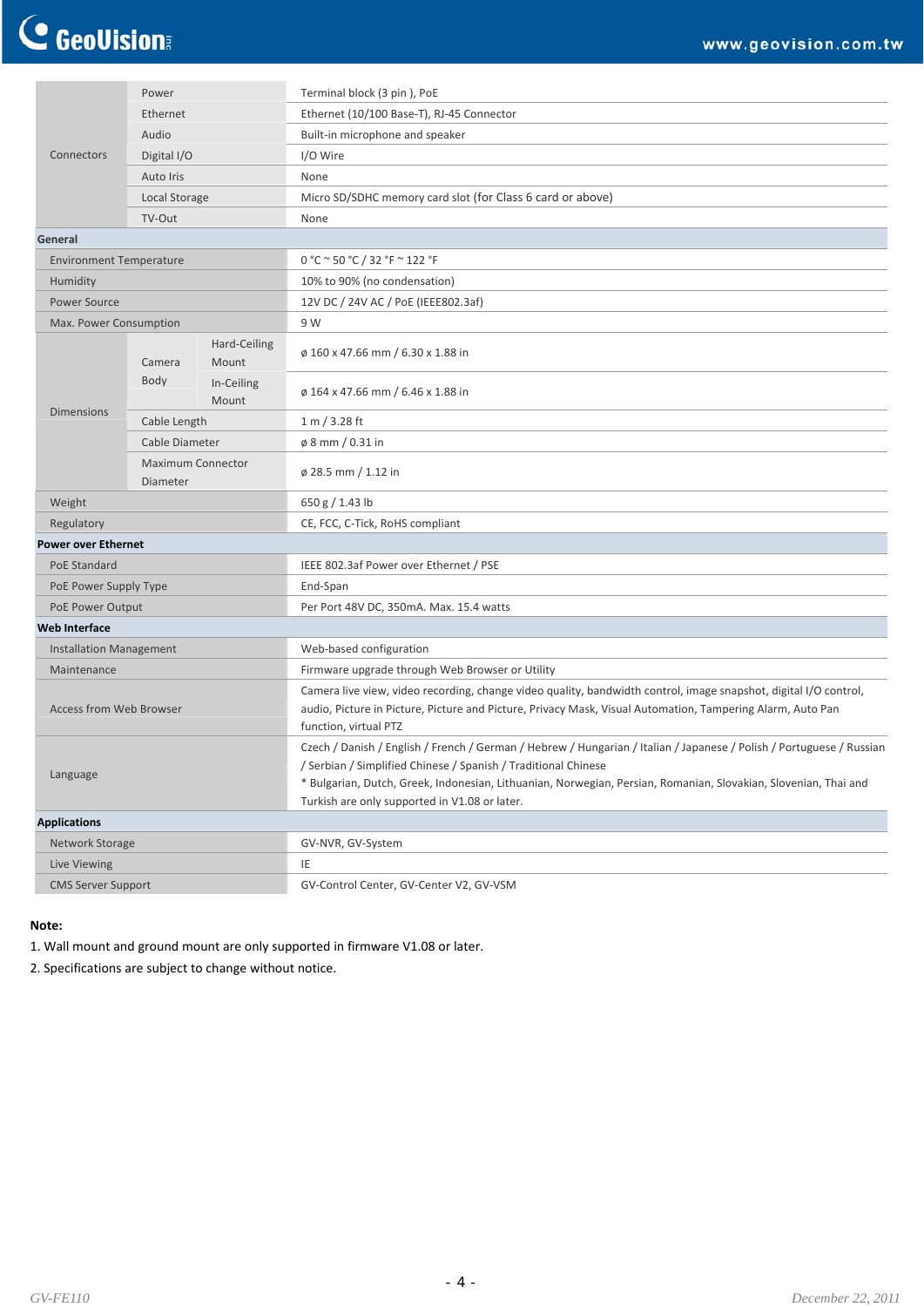| | | | |
|---|---|---|---|
| Connectors | Power | | Terminal block (3 pin ), PoE |
| | Ethernet | | Ethernet (10/100 Base-T), RJ-45 Connector |
| | Audio | | Built-in microphone and speaker |
| | Digital I/O | | I/O Wire |
| | Auto Iris | | None |
| | Local Storage | | Micro SD/SDHC memory card slot (for Class 6 card or above) |
| | TV-Out | | None |
| **General** | | | |
| Environment Temperature | | | 0 °C ~ 50 °C / 32 °F ~ 122 °F |
| Humidity | | | 10% to 90% (no condensation) |
| Power Source | | | 12V DC / 24V AC / PoE (IEEE802.3af) |
| Max. Power Consumption | | | 9 W |
| Dimensions | Camera Body | Hard-Ceiling Mount | ø 160 x 47.66 mm / 6.30 x 1.88 in |
| | | In-Ceiling Mount | ø 164 x 47.66 mm / 6.46 x 1.88 in |
| | Cable Length | | 1 m / 3.28 ft |
| | Cable Diameter | | ø 8 mm / 0.31 in |
| | Maximum Connector Diameter | | ø 28.5 mm / 1.12 in |
| Weight | | | 650 g / 1.43 lb |
| Regulatory | | | CE, FCC, C-Tick, RoHS compliant |
| **Power over Ethernet** | | | |
| PoE Standard | | | IEEE 802.3af Power over Ethernet / PSE |
| PoE Power Supply Type | | | End-Span |
| PoE Power Output | | | Per Port 48V DC, 350mA. Max. 15.4 watts |
| **Web Interface** | | | |
| Installation Management | | | Web-based configuration |
| Maintenance | | | Firmware upgrade through Web Browser or Utility |
| Access from Web Browser | | | Camera live view, video recording, change video quality, bandwidth control, image snapshot, digital I/O control, audio, Picture in Picture, Picture and Picture, Privacy Mask, Visual Automation, Tampering Alarm, Auto Pan function, virtual PTZ |
| Language | | | Czech / Danish / English / French / German / Hebrew / Hungarian / Italian / Japanese / Polish / Portuguese / Russian / Serbian / Simplified Chinese / Spanish / Traditional Chinese<br>* Bulgarian, Dutch, Greek, Indonesian, Lithuanian, Norwegian, Persian, Romanian, Slovakian, Slovenian, Thai and Turkish are only supported in V1.08 or later. |
| **Applications** | | | |
| Network Storage | | | GV-NVR, GV-System |
| Live Viewing | | | IE |
| CMS Server Support | | | GV-Control Center, GV-Center V2, GV-VSM |

**Note:**

1. Wall mount and ground mount are only supported in firmware V1.08 or later.
2. Specifications are subject to change without notice.